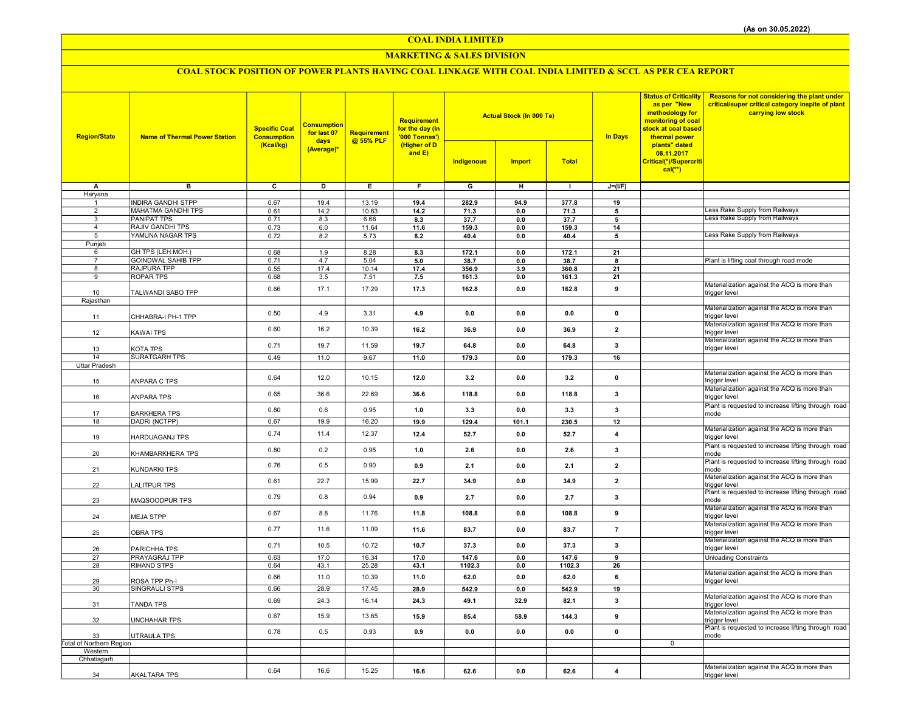(As on 30.05.2022)

# COAL INDIA LIMITED

## MARKETING & SALES DIVISION

### COAL STOCK POSITION OF POWER PLANTS HAVING COAL LINKAGE WITH COAL INDIA LIMITED & SCCL AS PER CEA REPORT

| Region/State | Name of Thermal Power Station | Specific Coal Consumption (Kcal/kg) | Consumption for last 07 days (Average)* | Requirement @ 55% PLF | Requirement for the day (In '000 Tonnes') (Higher of D and E) | Actual Stock (In 000 Te) | | | In Days | Status of Criticality as per "New methodology for monitoring of coal stock at coal based thermal power plants" dated 08.11.2017 Critical(*)/Supercritical(**) | Reasons for not considering the plant under critical/super critical category inspite of plant carrying low stock |
|---|---|---|---|---|---|---|---|---|---|---|---|
| | | | | | | Indigenous | Import | Total | | | |
| A | B | C | D | E | F | G | H | I | J=(I/F) | | |
| Haryana | | | | | | | | | | | |
| 1 | INDIRA GANDHI STPP | 0.67 | 19.4 | 13.19 | 19.4 | 282.9 | 94.9 | 377.8 | 19 | | |
| 2 | MAHATMA GANDHI TPS | 0.61 | 14.2 | 10.63 | 14.2 | 71.3 | 0.0 | 71.3 | 5 | | Less Rake Supply from Railways |
| 3 | PANIPAT TPS | 0.71 | 8.3 | 6.68 | 8.3 | 37.7 | 0.0 | 37.7 | 5 | | Less Rake Supply from Railways |
| 4 | RAJIV GANDHI TPS | 0.73 | 6.0 | 11.64 | 11.6 | 159.3 | 0.0 | 159.3 | 14 | | |
| 5 | YAMUNA NAGAR TPS | 0.72 | 8.2 | 5.73 | 8.2 | 40.4 | 0.0 | 40.4 | 5 | | Less Rake Supply from Railways |
| Punjab | | | | | | | | | | | |
| 6 | GH TPS (LEH.MOH.) | 0.68 | 1.9 | 8.28 | 8.3 | 172.1 | 0.0 | 172.1 | 21 | | |
| 7 | GOINDWAL SAHIB TPP | 0.71 | 4.7 | 5.04 | 5.0 | 38.7 | 0.0 | 38.7 | 8 | | Plant is lifting coal through road mode |
| 8 | RAJPURA TPP | 0.55 | 17.4 | 10.14 | 17.4 | 356.9 | 3.9 | 360.8 | 21 | | |
| 9 | ROPAR TPS | 0.68 | 3.5 | 7.51 | 7.5 | 161.3 | 0.0 | 161.3 | 21 | | |
| 10 | TALWANDI SABO TPP | 0.66 | 17.1 | 17.29 | 17.3 | 162.8 | 0.0 | 162.8 | 9 | | Materialization against the ACQ is more than trigger level |
| Rajasthan | | | | | | | | | | | |
| 11 | CHHABRA-I PH-1 TPP | 0.50 | 4.9 | 3.31 | 4.9 | 0.0 | 0.0 | 0.0 | 0 | | Materialization against the ACQ is more than trigger level |
| 12 | KAWAI TPS | 0.60 | 16.2 | 10.39 | 16.2 | 36.9 | 0.0 | 36.9 | 2 | | Materialization against the ACQ is more than trigger level |
| 13 | KOTA TPS | 0.71 | 19.7 | 11.59 | 19.7 | 64.8 | 0.0 | 64.8 | 3 | | Materialization against the ACQ is more than trigger level |
| 14 | SURATGARH TPS | 0.49 | 11.0 | 9.67 | 11.0 | 179.3 | 0.0 | 179.3 | 16 | | |
| Uttar Pradesh | | | | | | | | | | | |
| 15 | ANPARA C TPS | 0.64 | 12.0 | 10.15 | 12.0 | 3.2 | 0.0 | 3.2 | 0 | | Materialization against the ACQ is more than trigger level |
| 16 | ANPARA TPS | 0.65 | 36.6 | 22.69 | 36.6 | 118.8 | 0.0 | 118.8 | 3 | | Materialization against the ACQ is more than trigger level |
| 17 | BARKHERA TPS | 0.80 | 0.6 | 0.95 | 1.0 | 3.3 | 0.0 | 3.3 | 3 | | Plant is requested to increase lifting through road mode |
| 18 | DADRI (NCTPP) | 0.67 | 19.9 | 16.20 | 19.9 | 129.4 | 101.1 | 230.5 | 12 | | |
| 19 | HARDUAGANJ TPS | 0.74 | 11.4 | 12.37 | 12.4 | 52.7 | 0.0 | 52.7 | 4 | | Materialization against the ACQ is more than trigger level |
| 20 | KHAMBARKHERA TPS | 0.80 | 0.2 | 0.95 | 1.0 | 2.6 | 0.0 | 2.6 | 3 | | Plant is requested to increase lifting through road mode |
| 21 | KUNDARKI TPS | 0.76 | 0.5 | 0.90 | 0.9 | 2.1 | 0.0 | 2.1 | 2 | | Plant is requested to increase lifting through road mode |
| 22 | LALITPUR TPS | 0.61 | 22.7 | 15.99 | 22.7 | 34.9 | 0.0 | 34.9 | 2 | | Materialization against the ACQ is more than trigger level |
| 23 | MAQSOODPUR TPS | 0.79 | 0.8 | 0.94 | 0.9 | 2.7 | 0.0 | 2.7 | 3 | | Plant is requested to increase lifting through road mode |
| 24 | MEJA STPP | 0.67 | 8.8 | 11.76 | 11.8 | 108.8 | 0.0 | 108.8 | 9 | | Materialization against the ACQ is more than trigger level |
| 25 | OBRA TPS | 0.77 | 11.6 | 11.09 | 11.6 | 83.7 | 0.0 | 83.7 | 7 | | Materialization against the ACQ is more than trigger level |
| 26 | PARICHHA TPS | 0.71 | 10.5 | 10.72 | 10.7 | 37.3 | 0.0 | 37.3 | 3 | | Materialization against the ACQ is more than trigger level |
| 27 | PRAYAGRAJ TPP | 0.63 | 17.0 | 16.34 | 17.0 | 147.6 | 0.0 | 147.6 | 9 | | Unloading Constraints |
| 28 | RIHAND STPS | 0.64 | 43.1 | 25.28 | 43.1 | 1102.3 | 0.0 | 1102.3 | 26 | | |
| 29 | ROSA TPP Ph-I | 0.66 | 11.0 | 10.39 | 11.0 | 62.0 | 0.0 | 62.0 | 6 | | Materialization against the ACQ is more than trigger level |
| 30 | SINGRAULI STPS | 0.66 | 28.9 | 17.45 | 28.9 | 542.9 | 0.0 | 542.9 | 19 | | |
| 31 | TANDA TPS | 0.69 | 24.3 | 16.14 | 24.3 | 49.1 | 32.9 | 82.1 | 3 | | Materialization against the ACQ is more than trigger level |
| 32 | UNCHAHAR TPS | 0.67 | 15.9 | 13.65 | 15.9 | 85.4 | 58.9 | 144.3 | 9 | | Materialization against the ACQ is more than trigger level |
| 33 | UTRAULA TPS | 0.78 | 0.5 | 0.93 | 0.9 | 0.0 | 0.0 | 0.0 | 0 | | Plant is requested to increase lifting through road mode |
| Total of Northern Region | | | | | | | | | | 0 | |
| Western | | | | | | | | | | | |
| Chhatisgarh | | | | | | | | | | | |
| 34 | AKALTARA TPS | 0.64 | 16.6 | 15.25 | 16.6 | 62.6 | 0.0 | 62.6 | 4 | | Materialization against the ACQ is more than trigger level |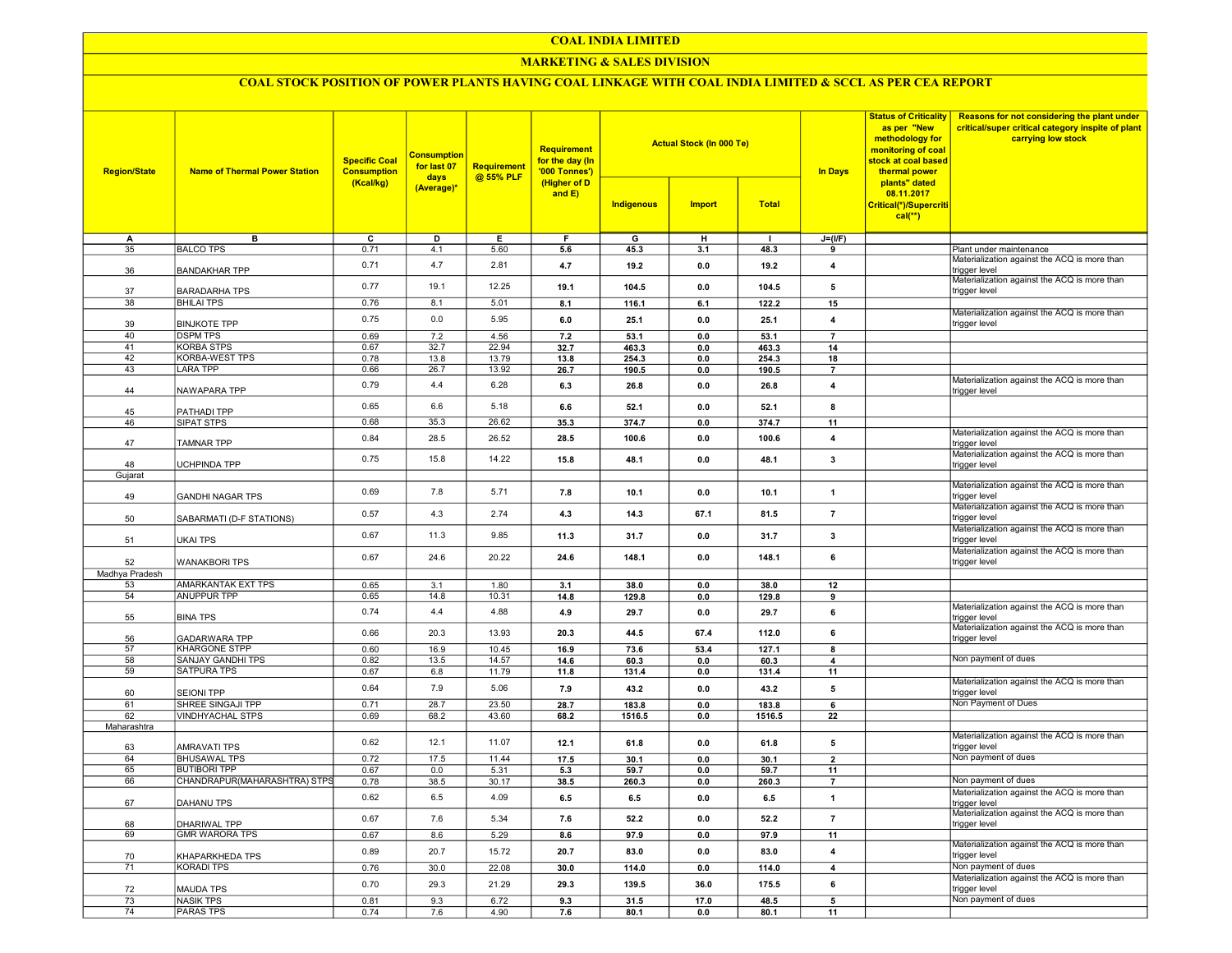# COAL INDIA LIMITED

## MARKETING & SALES DIVISION

### COAL STOCK POSITION OF POWER PLANTS HAVING COAL LINKAGE WITH COAL INDIA LIMITED & SCCL AS PER CEA REPORT

| Region/State | Name of Thermal Power Station | Specific Coal Consumption (Kcal/kg) | Consumption for last 07 days (Average)* | Requirement @ 55% PLF | Requirement for the day (In '000 Tonnes') (Higher of D and E) | Actual Stock (In 000 Te) | | | In Days | Status of Criticality as per "New methodology for monitoring of coal stock at coal based thermal power plants" dated 08.11.2017 Critical(*)/Supercritical(**) | Reasons for not considering the plant under critical/super critical category inspite of plant carrying low stock |
|---|---|---|---|---|---|---|---|---|---|---|---|
| | | | | | | Indigenous | Import | Total | | | |
| A | B | C | D | E | F | G | H | I | J=(I/F) | | |
| 35 | BALCO TPS | 0.71 | 4.1 | 5.60 | 5.6 | 45.3 | 3.1 | 48.3 | 9 | | Plant under maintenance |
| 36 | BANDAKHAR TPP | 0.71 | 4.7 | 2.81 | 4.7 | 19.2 | 0.0 | 19.2 | 4 | | Materialization against the ACQ is more than trigger level |
| 37 | BARADARHA TPS | 0.77 | 19.1 | 12.25 | 19.1 | 104.5 | 0.0 | 104.5 | 5 | | Materialization against the ACQ is more than trigger level |
| 38 | BHILAI TPS | 0.76 | 8.1 | 5.01 | 8.1 | 116.1 | 6.1 | 122.2 | 15 | | |
| 39 | BINJKOTE TPP | 0.75 | 0.0 | 5.95 | 6.0 | 25.1 | 0.0 | 25.1 | 4 | | Materialization against the ACQ is more than trigger level |
| 40 | DSPM TPS | 0.69 | 7.2 | 4.56 | 7.2 | 53.1 | 0.0 | 53.1 | 7 | | |
| 41 | KORBA STPS | 0.67 | 32.7 | 22.94 | 32.7 | 463.3 | 0.0 | 463.3 | 14 | | |
| 42 | KORBA-WEST TPS | 0.78 | 13.8 | 13.79 | 13.8 | 254.3 | 0.0 | 254.3 | 18 | | |
| 43 | LARA TPP | 0.66 | 26.7 | 13.92 | 26.7 | 190.5 | 0.0 | 190.5 | 7 | | |
| 44 | NAWAPARA TPP | 0.79 | 4.4 | 6.28 | 6.3 | 26.8 | 0.0 | 26.8 | 4 | | Materialization against the ACQ is more than trigger level |
| 45 | PATHADI TPP | 0.65 | 6.6 | 5.18 | 6.6 | 52.1 | 0.0 | 52.1 | 8 | | |
| 46 | SIPAT STPS | 0.68 | 35.3 | 26.62 | 35.3 | 374.7 | 0.0 | 374.7 | 11 | | |
| 47 | TAMNAR TPP | 0.84 | 28.5 | 26.52 | 28.5 | 100.6 | 0.0 | 100.6 | 4 | | Materialization against the ACQ is more than trigger level |
| 48 | UCHPINDA TPP | 0.75 | 15.8 | 14.22 | 15.8 | 48.1 | 0.0 | 48.1 | 3 | | Materialization against the ACQ is more than trigger level |
| Gujarat | | | | | | | | | | | |
| 49 | GANDHI NAGAR TPS | 0.69 | 7.8 | 5.71 | 7.8 | 10.1 | 0.0 | 10.1 | 1 | | Materialization against the ACQ is more than trigger level |
| 50 | SABARMATI (D-F STATIONS) | 0.57 | 4.3 | 2.74 | 4.3 | 14.3 | 67.1 | 81.5 | 7 | | Materialization against the ACQ is more than trigger level |
| 51 | UKAI TPS | 0.67 | 11.3 | 9.85 | 11.3 | 31.7 | 0.0 | 31.7 | 3 | | Materialization against the ACQ is more than trigger level |
| 52 | WANAKBORI TPS | 0.67 | 24.6 | 20.22 | 24.6 | 148.1 | 0.0 | 148.1 | 6 | | Materialization against the ACQ is more than trigger level |
| Madhya Pradesh | | | | | | | | | | | |
| 53 | AMARKANTAK EXT TPS | 0.65 | 3.1 | 1.80 | 3.1 | 38.0 | 0.0 | 38.0 | 12 | | |
| 54 | ANUPPUR TPP | 0.65 | 14.8 | 10.31 | 14.8 | 129.8 | 0.0 | 129.8 | 9 | | |
| 55 | BINA TPS | 0.74 | 4.4 | 4.88 | 4.9 | 29.7 | 0.0 | 29.7 | 6 | | Materialization against the ACQ is more than trigger level |
| 56 | GADARWARA TPP | 0.66 | 20.3 | 13.93 | 20.3 | 44.5 | 67.4 | 112.0 | 6 | | Materialization against the ACQ is more than trigger level |
| 57 | KHARGONE STPP | 0.60 | 16.9 | 10.45 | 16.9 | 73.6 | 53.4 | 127.1 | 8 | | |
| 58 | SANJAY GANDHI TPS | 0.82 | 13.5 | 14.57 | 14.6 | 60.3 | 0.0 | 60.3 | 4 | | Non payment of dues |
| 59 | SATPURA TPS | 0.67 | 6.8 | 11.79 | 11.8 | 131.4 | 0.0 | 131.4 | 11 | | |
| 60 | SEIONI TPP | 0.64 | 7.9 | 5.06 | 7.9 | 43.2 | 0.0 | 43.2 | 5 | | Materialization against the ACQ is more than trigger level |
| 61 | SHREE SINGAJI TPP | 0.71 | 28.7 | 23.50 | 28.7 | 183.8 | 0.0 | 183.8 | 6 | | Non Payment of Dues |
| 62 | VINDHYACHAL STPS | 0.69 | 68.2 | 43.60 | 68.2 | 1516.5 | 0.0 | 1516.5 | 22 | | |
| Maharashtra | | | | | | | | | | | |
| 63 | AMRAVATI TPS | 0.62 | 12.1 | 11.07 | 12.1 | 61.8 | 0.0 | 61.8 | 5 | | Materialization against the ACQ is more than trigger level |
| 64 | BHUSAWAL TPS | 0.72 | 17.5 | 11.44 | 17.5 | 30.1 | 0.0 | 30.1 | 2 | | Non payment of dues |
| 65 | BUTIBORI TPP | 0.67 | 0.0 | 5.31 | 5.3 | 59.7 | 0.0 | 59.7 | 11 | | |
| 66 | CHANDRAPUR(MAHARASHTRA) STPS | 0.78 | 38.5 | 30.17 | 38.5 | 260.3 | 0.0 | 260.3 | 7 | | Non payment of dues |
| 67 | DAHANU TPS | 0.62 | 6.5 | 4.09 | 6.5 | 6.5 | 0.0 | 6.5 | 1 | | Materialization against the ACQ is more than trigger level |
| 68 | DHARIWAL TPP | 0.67 | 7.6 | 5.34 | 7.6 | 52.2 | 0.0 | 52.2 | 7 | | Materialization against the ACQ is more than trigger level |
| 69 | GMR WARORA TPS | 0.67 | 8.6 | 5.29 | 8.6 | 97.9 | 0.0 | 97.9 | 11 | | |
| 70 | KHAPARKHEDA TPS | 0.89 | 20.7 | 15.72 | 20.7 | 83.0 | 0.0 | 83.0 | 4 | | Materialization against the ACQ is more than trigger level |
| 71 | KORADI TPS | 0.76 | 30.0 | 22.08 | 30.0 | 114.0 | 0.0 | 114.0 | 4 | | Non payment of dues |
| 72 | MAUDA TPS | 0.70 | 29.3 | 21.29 | 29.3 | 139.5 | 36.0 | 175.5 | 6 | | Materialization against the ACQ is more than trigger level |
| 73 | NASIK TPS | 0.81 | 9.3 | 6.72 | 9.3 | 31.5 | 17.0 | 48.5 | 5 | | Non payment of dues |
| 74 | PARAS TPS | 0.74 | 7.6 | 4.90 | 7.6 | 80.1 | 0.0 | 80.1 | 11 | | |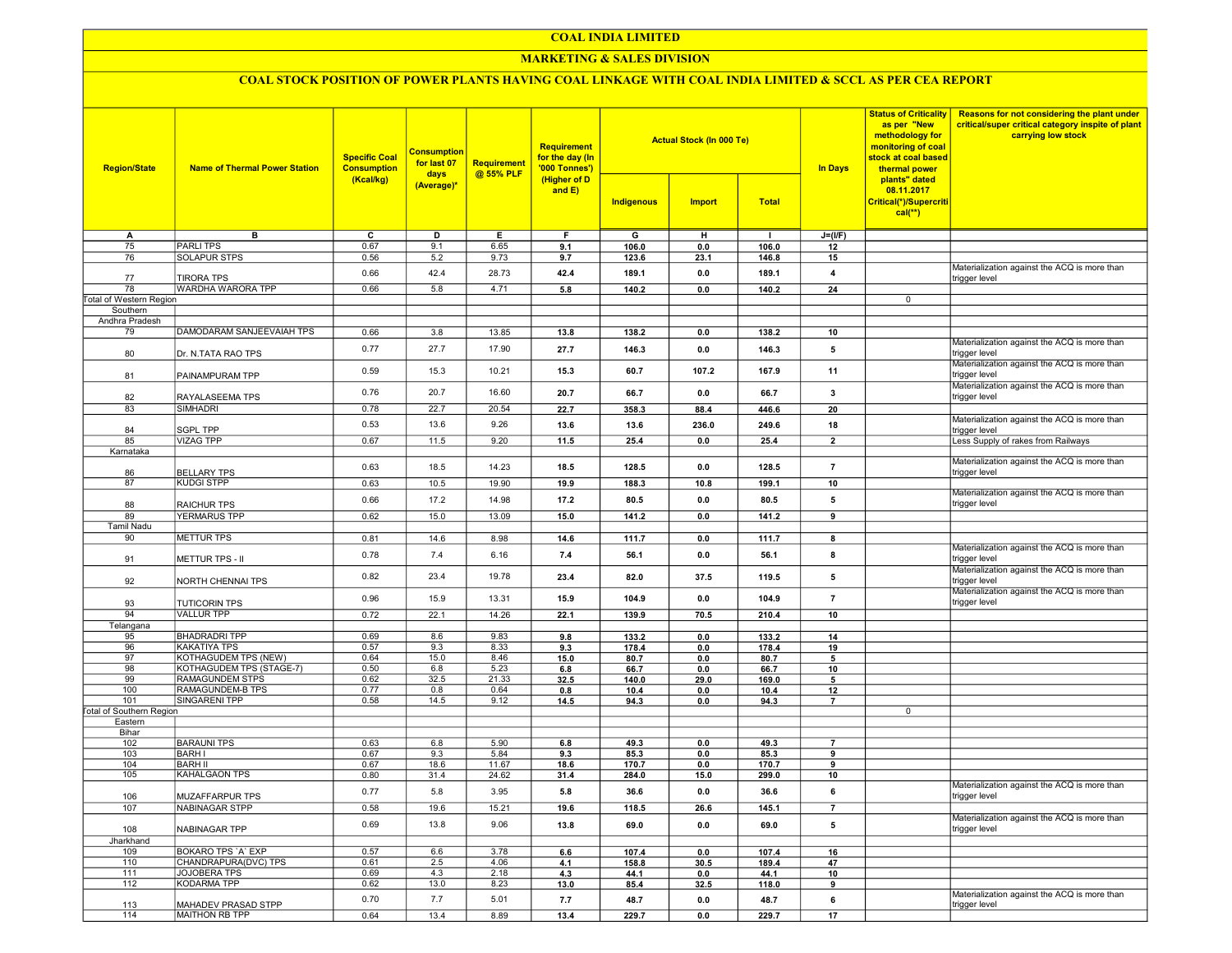# COAL INDIA LIMITED

## MARKETING & SALES DIVISION

### COAL STOCK POSITION OF POWER PLANTS HAVING COAL LINKAGE WITH COAL INDIA LIMITED & SCCL AS PER CEA REPORT

| Region/State | Name of Thermal Power Station | Specific Coal Consumption (Kcal/kg) | Consumption for last 07 days (Average)* | Requirement @ 55% PLF | Requirement for the day (In '000 Tonnes') (Higher of D and E) | Actual Stock (In 000 Te) | | | In Days | Status of Criticality as per "New methodology for monitoring of coal stock at coal based thermal power plants" dated 08.11.2017 Critical(*)/Supercritical(**) | Reasons for not considering the plant under critical/super critical category inspite of plant carrying low stock |
|---|---|---|---|---|---|---|---|---|---|---|---|
| | | | | | | Indigenous | Import | Total | | | |
| A | B | C | D | E | F | G | H | I | J=(I/F) | | |
| 75 | PARLI TPS | 0.67 | 9.1 | 6.65 | 9.1 | 106.0 | 0.0 | 106.0 | 12 | | |
| 76 | SOLAPUR STPS | 0.56 | 5.2 | 9.73 | 9.7 | 123.6 | 23.1 | 146.8 | 15 | | |
| 77 | TIRORA TPS | 0.66 | 42.4 | 28.73 | 42.4 | 189.1 | 0.0 | 189.1 | 4 | | Materialization against the ACQ is more than trigger level |
| 78 | WARDHA WARORA TPP | 0.66 | 5.8 | 4.71 | 5.8 | 140.2 | 0.0 | 140.2 | 24 | | |
| Total of Western Region | | | | | | | | | | 0 | |
| Southern | | | | | | | | | | | |
| Andhra Pradesh | | | | | | | | | | | |
| 79 | DAMODARAM SANJEEVAIAH TPS | 0.66 | 3.8 | 13.85 | 13.8 | 138.2 | 0.0 | 138.2 | 10 | | |
| 80 | Dr. N.TATA RAO TPS | 0.77 | 27.7 | 17.90 | 27.7 | 146.3 | 0.0 | 146.3 | 5 | | Materialization against the ACQ is more than trigger level |
| 81 | PAINAMPURAM TPP | 0.59 | 15.3 | 10.21 | 15.3 | 60.7 | 107.2 | 167.9 | 11 | | Materialization against the ACQ is more than trigger level |
| 82 | RAYALASEEMA TPS | 0.76 | 20.7 | 16.60 | 20.7 | 66.7 | 0.0 | 66.7 | 3 | | Materialization against the ACQ is more than trigger level |
| 83 | SIMHADRI | 0.78 | 22.7 | 20.54 | 22.7 | 358.3 | 88.4 | 446.6 | 20 | | |
| 84 | SGPL TPP | 0.53 | 13.6 | 9.26 | 13.6 | 13.6 | 236.0 | 249.6 | 18 | | Materialization against the ACQ is more than trigger level |
| 85 | VIZAG TPP | 0.67 | 11.5 | 9.20 | 11.5 | 25.4 | 0.0 | 25.4 | 2 | | Less Supply of rakes from Railways |
| Karnataka | | | | | | | | | | | |
| 86 | BELLARY TPS | 0.63 | 18.5 | 14.23 | 18.5 | 128.5 | 0.0 | 128.5 | 7 | | Materialization against the ACQ is more than trigger level |
| 87 | KUDGI STPP | 0.63 | 10.5 | 19.90 | 19.9 | 188.3 | 10.8 | 199.1 | 10 | | |
| 88 | RAICHUR TPS | 0.66 | 17.2 | 14.98 | 17.2 | 80.5 | 0.0 | 80.5 | 5 | | Materialization against the ACQ is more than trigger level |
| 89 | YERMARUS TPP | 0.62 | 15.0 | 13.09 | 15.0 | 141.2 | 0.0 | 141.2 | 9 | | |
| Tamil Nadu | | | | | | | | | | | |
| 90 | METTUR TPS | 0.81 | 14.6 | 8.98 | 14.6 | 111.7 | 0.0 | 111.7 | 8 | | |
| 91 | METTUR TPS - II | 0.78 | 7.4 | 6.16 | 7.4 | 56.1 | 0.0 | 56.1 | 8 | | Materialization against the ACQ is more than trigger level |
| 92 | NORTH CHENNAI TPS | 0.82 | 23.4 | 19.78 | 23.4 | 82.0 | 37.5 | 119.5 | 5 | | Materialization against the ACQ is more than trigger level |
| 93 | TUTICORIN TPS | 0.96 | 15.9 | 13.31 | 15.9 | 104.9 | 0.0 | 104.9 | 7 | | Materialization against the ACQ is more than trigger level |
| 94 | VALLUR TPP | 0.72 | 22.1 | 14.26 | 22.1 | 139.9 | 70.5 | 210.4 | 10 | | |
| Telangana | | | | | | | | | | | |
| 95 | BHADRADRI TPP | 0.69 | 8.6 | 9.83 | 9.8 | 133.2 | 0.0 | 133.2 | 14 | | |
| 96 | KAKATIYA TPS | 0.57 | 9.3 | 8.33 | 9.3 | 178.4 | 0.0 | 178.4 | 19 | | |
| 97 | KOTHAGUDEM TPS (NEW) | 0.64 | 15.0 | 8.46 | 15.0 | 80.7 | 0.0 | 80.7 | 5 | | |
| 98 | KOTHAGUDEM TPS (STAGE-7) | 0.50 | 6.8 | 5.23 | 6.8 | 66.7 | 0.0 | 66.7 | 10 | | |
| 99 | RAMAGUNDEM STPS | 0.62 | 32.5 | 21.33 | 32.5 | 140.0 | 29.0 | 169.0 | 5 | | |
| 100 | RAMAGUNDEM-B TPS | 0.77 | 0.8 | 0.64 | 0.8 | 10.4 | 0.0 | 10.4 | 12 | | |
| 101 | SINGARENI TPP | 0.58 | 14.5 | 9.12 | 14.5 | 94.3 | 0.0 | 94.3 | 7 | | |
| Total of Southern Region | | | | | | | | | | 0 | |
| Eastern | | | | | | | | | | | |
| Bihar | | | | | | | | | | | |
| 102 | BARAUNI TPS | 0.63 | 6.8 | 5.90 | 6.8 | 49.3 | 0.0 | 49.3 | 7 | | |
| 103 | BARH I | 0.67 | 9.3 | 5.84 | 9.3 | 85.3 | 0.0 | 85.3 | 9 | | |
| 104 | BARH II | 0.67 | 18.6 | 11.67 | 18.6 | 170.7 | 0.0 | 170.7 | 9 | | |
| 105 | KAHALGAON TPS | 0.80 | 31.4 | 24.62 | 31.4 | 284.0 | 15.0 | 299.0 | 10 | | |
| 106 | MUZAFFARPUR TPS | 0.77 | 5.8 | 3.95 | 5.8 | 36.6 | 0.0 | 36.6 | 6 | | Materialization against the ACQ is more than trigger level |
| 107 | NABINAGAR STPP | 0.58 | 19.6 | 15.21 | 19.6 | 118.5 | 26.6 | 145.1 | 7 | | |
| 108 | NABINAGAR TPP | 0.69 | 13.8 | 9.06 | 13.8 | 69.0 | 0.0 | 69.0 | 5 | | Materialization against the ACQ is more than trigger level |
| Jharkhand | | | | | | | | | | | |
| 109 | BOKARO TPS `A` EXP | 0.57 | 6.6 | 3.78 | 6.6 | 107.4 | 0.0 | 107.4 | 16 | | |
| 110 | CHANDRAPURA(DVC) TPS | 0.61 | 2.5 | 4.06 | 4.1 | 158.8 | 30.5 | 189.4 | 47 | | |
| 111 | JOJOBERA TPS | 0.69 | 4.3 | 2.18 | 4.3 | 44.1 | 0.0 | 44.1 | 10 | | |
| 112 | KODARMA TPP | 0.62 | 13.0 | 8.23 | 13.0 | 85.4 | 32.5 | 118.0 | 9 | | |
| 113 | MAHADEV PRASAD STPP | 0.70 | 7.7 | 5.01 | 7.7 | 48.7 | 0.0 | 48.7 | 6 | | Materialization against the ACQ is more than trigger level |
| 114 | MAITHON RB TPP | 0.64 | 13.4 | 8.89 | 13.4 | 229.7 | 0.0 | 229.7 | 17 | | |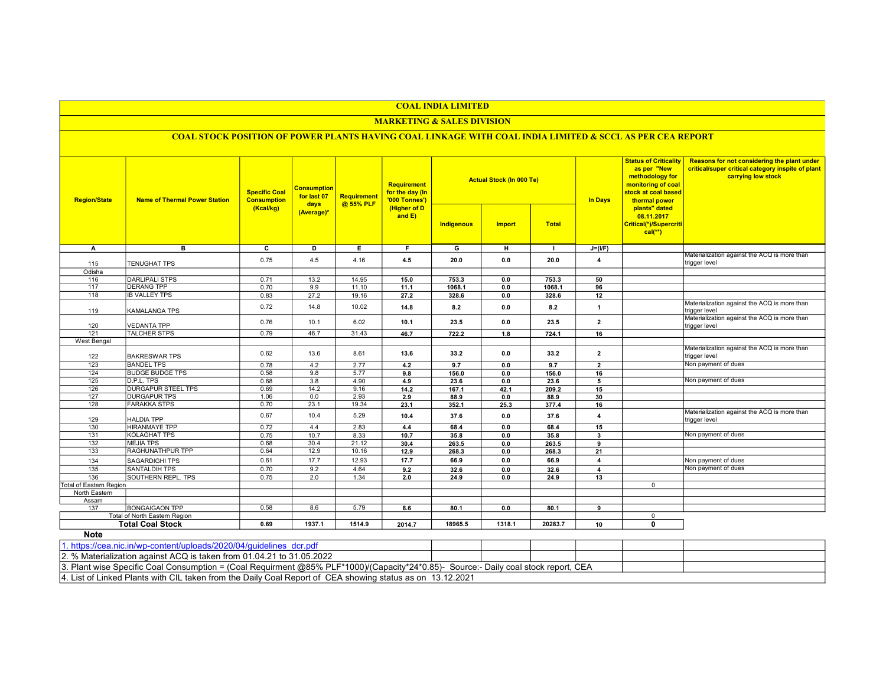# COAL INDIA LIMITED

## MARKETING & SALES DIVISION

### COAL STOCK POSITION OF POWER PLANTS HAVING COAL LINKAGE WITH COAL INDIA LIMITED & SCCL AS PER CEA REPORT

| Region/State | Name of Thermal Power Station | Specific Coal Consumption (Kcal/kg) | Consumption for last 07 days (Average)* | Requirement @ 55% PLF | Requirement for the day (In '000 Tonnes') (Higher of D and E) | Actual Stock (In 000 Te) | | | In Days | Status of Criticality as per "New methodology for monitoring of coal stock at coal based thermal power plants" dated 08.11.2017 Critical(*)/Supercritical(**) | Reasons for not considering the plant under critical/super critical category inspite of plant carrying low stock |
|---|---|---|---|---|---|---|---|---|---|---|---|
| | | | | | | Indigenous | Import | Total | | | |
| A | B | C | D | E | F | G | H | I | J=(I/F) | | |
| 115 | TENUGHAT TPS | 0.75 | 4.5 | 4.16 | 4.5 | 20.0 | 0.0 | 20.0 | 4 | | Materialization against the ACQ is more than trigger level |
| Odisha | | | | | | | | | | | |
| 116 | DARLIPALI STPS | 0.71 | 13.2 | 14.95 | 15.0 | 753.3 | 0.0 | 753.3 | 50 | | |
| 117 | DERANG TPP | 0.70 | 9.9 | 11.10 | 11.1 | 1068.1 | 0.0 | 1068.1 | 96 | | |
| 118 | IB VALLEY TPS | 0.83 | 27.2 | 19.16 | 27.2 | 328.6 | 0.0 | 328.6 | 12 | | |
| 119 | KAMALANGA TPS | 0.72 | 14.8 | 10.02 | 14.8 | 8.2 | 0.0 | 8.2 | 1 | | Materialization against the ACQ is more than trigger level |
| 120 | VEDANTA TPP | 0.76 | 10.1 | 6.02 | 10.1 | 23.5 | 0.0 | 23.5 | 2 | | Materialization against the ACQ is more than trigger level |
| 121 | TALCHER STPS | 0.79 | 46.7 | 31.43 | 46.7 | 722.2 | 1.8 | 724.1 | 16 | | |
| West Bengal | | | | | | | | | | | |
| 122 | BAKRESWAR TPS | 0.62 | 13.6 | 8.61 | 13.6 | 33.2 | 0.0 | 33.2 | 2 | | Materialization against the ACQ is more than trigger level |
| 123 | BANDEL TPS | 0.78 | 4.2 | 2.77 | 4.2 | 9.7 | 0.0 | 9.7 | 2 | | Non payment of dues |
| 124 | BUDGE BUDGE TPS | 0.58 | 9.8 | 5.77 | 9.8 | 156.0 | 0.0 | 156.0 | 16 | | |
| 125 | D.P.L. TPS | 0.68 | 3.8 | 4.90 | 4.9 | 23.6 | 0.0 | 23.6 | 5 | | Non payment of dues |
| 126 | DURGAPUR STEEL TPS | 0.69 | 14.2 | 9.16 | 14.2 | 167.1 | 42.1 | 209.2 | 15 | | |
| 127 | DURGAPUR TPS | 1.06 | 0.0 | 2.93 | 2.9 | 88.9 | 0.0 | 88.9 | 30 | | |
| 128 | FARAKKA STPS | 0.70 | 23.1 | 19.34 | 23.1 | 352.1 | 25.3 | 377.4 | 16 | | |
| 129 | HALDIA TPP | 0.67 | 10.4 | 5.29 | 10.4 | 37.6 | 0.0 | 37.6 | 4 | | Materialization against the ACQ is more than trigger level |
| 130 | HIRANMAYE TPP | 0.72 | 4.4 | 2.83 | 4.4 | 68.4 | 0.0 | 68.4 | 15 | | |
| 131 | KOLAGHAT TPS | 0.75 | 10.7 | 8.33 | 10.7 | 35.8 | 0.0 | 35.8 | 3 | | Non payment of dues |
| 132 | MEJIA TPS | 0.68 | 30.4 | 21.12 | 30.4 | 263.5 | 0.0 | 263.5 | 9 | | |
| 133 | RAGHUNATHPUR TPP | 0.64 | 12.9 | 10.16 | 12.9 | 268.3 | 0.0 | 268.3 | 21 | | |
| 134 | SAGARDIGHI TPS | 0.61 | 17.7 | 12.93 | 17.7 | 66.9 | 0.0 | 66.9 | 4 | | Non payment of dues |
| 135 | SANTALDIH TPS | 0.70 | 9.2 | 4.64 | 9.2 | 32.6 | 0.0 | 32.6 | 4 | | Non payment of dues |
| 136 | SOUTHERN REPL. TPS | 0.75 | 2.0 | 1.34 | 2.0 | 24.9 | 0.0 | 24.9 | 13 | | |
| Total of Eastern Region | | | | | | | | | | 0 | |
| North Eastern | | | | | | | | | | | |
| Assam | | | | | | | | | | | |
| 137 | BONGAIGAON TPP | 0.58 | 8.6 | 5.79 | 8.6 | 80.1 | 0.0 | 80.1 | 9 | | |
| Total of North Eastern Region | | | | | | | | | | 0 | |
| **Total Coal Stock** | | 0.69 | 1937.1 | 1514.9 | 2014.7 | 18965.5 | 1318.1 | 20283.7 | 10 | 0 | |

**Note**

1. https://cea.nic.in/wp-content/uploads/2020/04/guidelines_dcr.pdf
2. % Materialization against ACQ is taken from 01.04.21 to 31.05.2022
3. Plant wise Specific Coal Consumption = (Coal Requirment @85% PLF*1000)/(Capacity*24*0.85)- Source:- Daily coal stock report, CEA
4. List of Linked Plants with CIL taken from the Daily Coal Report of CEA showing status as on 13.12.2021